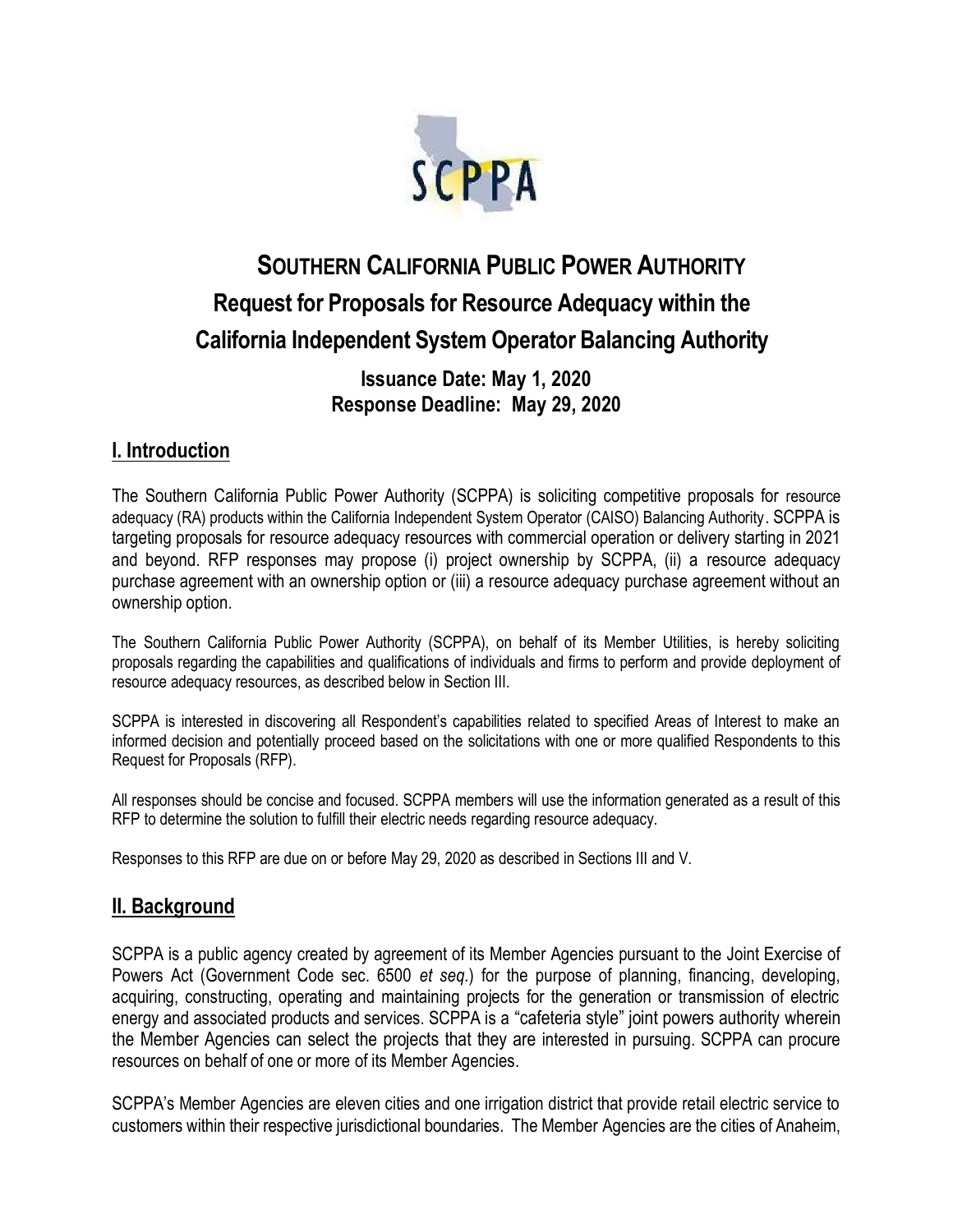# SOUTHERN CALIFORNIA PUBLIC POWER AUTHORITY

## Request for Proposals for Resource Adequacy within the California Independent System Operator Balancing Authority

**Issuance Date: May 1, 2020**
**Response Deadline: May 29, 2020**

## I. Introduction

The Southern California Public Power Authority (SCPPA) is soliciting competitive proposals for resource adequacy (RA) products within the California Independent System Operator (CAISO) Balancing Authority. SCPPA is targeting proposals for resource adequacy resources with commercial operation or delivery starting in 2021 and beyond. RFP responses may propose (i) project ownership by SCPPA, (ii) a resource adequacy purchase agreement with an ownership option or (iii) a resource adequacy purchase agreement without an ownership option.

The Southern California Public Power Authority (SCPPA), on behalf of its Member Utilities, is hereby soliciting proposals regarding the capabilities and qualifications of individuals and firms to perform and provide deployment of resource adequacy resources, as described below in Section III.

SCPPA is interested in discovering all Respondent's capabilities related to specified Areas of Interest to make an informed decision and potentially proceed based on the solicitations with one or more qualified Respondents to this Request for Proposals (RFP).

All responses should be concise and focused. SCPPA members will use the information generated as a result of this RFP to determine the solution to fulfill their electric needs regarding resource adequacy.

Responses to this RFP are due on or before May 29, 2020 as described in Sections III and V.

## II. Background

SCPPA is a public agency created by agreement of its Member Agencies pursuant to the Joint Exercise of Powers Act (Government Code sec. 6500 *et seq.*) for the purpose of planning, financing, developing, acquiring, constructing, operating and maintaining projects for the generation or transmission of electric energy and associated products and services. SCPPA is a "cafeteria style" joint powers authority wherein the Member Agencies can select the projects that they are interested in pursuing. SCPPA can procure resources on behalf of one or more of its Member Agencies.

SCPPA's Member Agencies are eleven cities and one irrigation district that provide retail electric service to customers within their respective jurisdictional boundaries. The Member Agencies are the cities of Anaheim,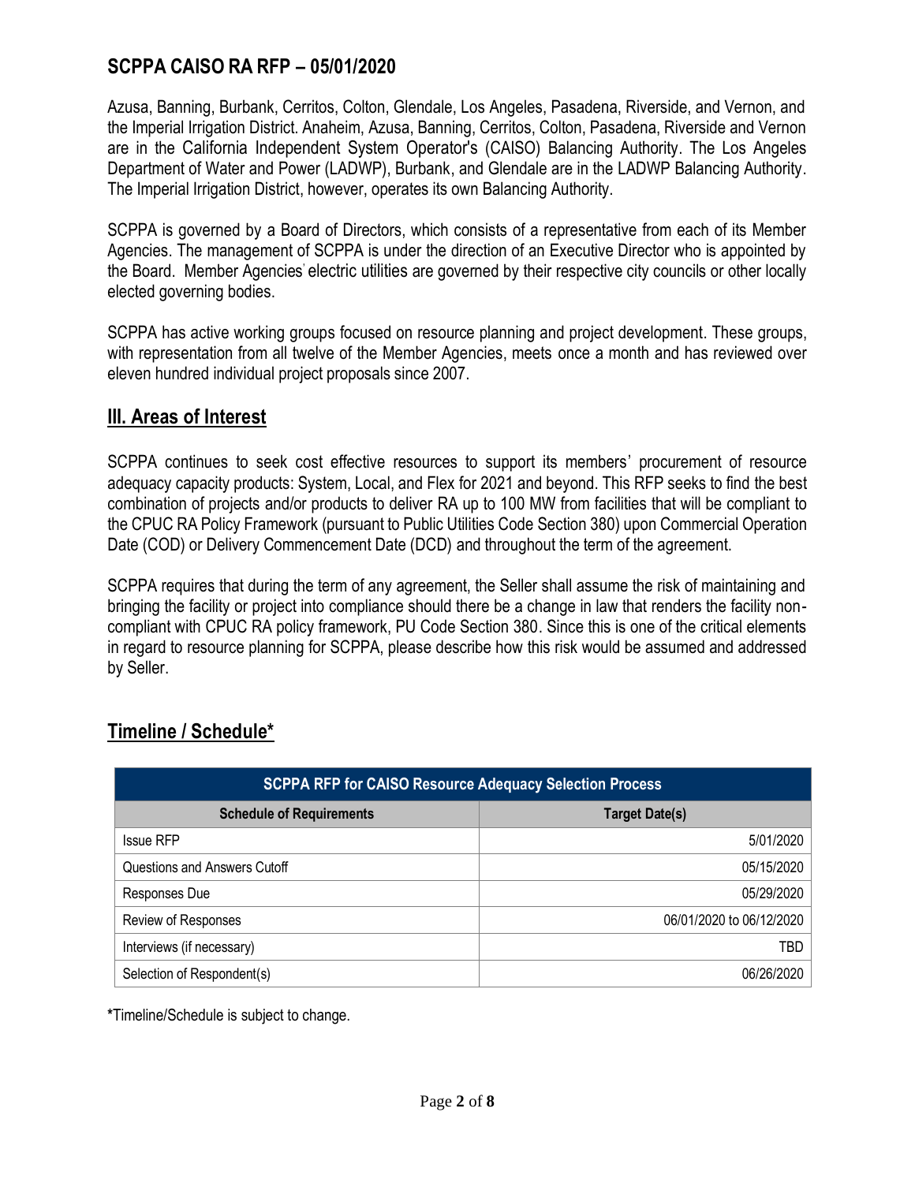Azusa, Banning, Burbank, Cerritos, Colton, Glendale, Los Angeles, Pasadena, Riverside, and Vernon, and the Imperial Irrigation District. Anaheim, Azusa, Banning, Cerritos, Colton, Pasadena, Riverside and Vernon are in the California Independent System Operator's (CAISO) Balancing Authority. The Los Angeles Department of Water and Power (LADWP), Burbank, and Glendale are in the LADWP Balancing Authority. The Imperial Irrigation District, however, operates its own Balancing Authority.

SCPPA is governed by a Board of Directors, which consists of a representative from each of its Member Agencies. The management of SCPPA is under the direction of an Executive Director who is appointed by the Board. Member Agencies' electric utilities are governed by their respective city councils or other locally elected governing bodies.

SCPPA has active working groups focused on resource planning and project development. These groups, with representation from all twelve of the Member Agencies, meets once a month and has reviewed over eleven hundred individual project proposals since 2007.

## III. Areas of Interest

SCPPA continues to seek cost effective resources to support its members' procurement of resource adequacy capacity products: System, Local, and Flex for 2021 and beyond. This RFP seeks to find the best combination of projects and/or products to deliver RA up to 100 MW from facilities that will be compliant to the CPUC RA Policy Framework (pursuant to Public Utilities Code Section 380) upon Commercial Operation Date (COD) or Delivery Commencement Date (DCD) and throughout the term of the agreement.

SCPPA requires that during the term of any agreement, the Seller shall assume the risk of maintaining and bringing the facility or project into compliance should there be a change in law that renders the facility non-compliant with CPUC RA policy framework, PU Code Section 380. Since this is one of the critical elements in regard to resource planning for SCPPA, please describe how this risk would be assumed and addressed by Seller.

## Timeline / Schedule*

| SCPPA RFP for CAISO Resource Adequacy Selection Process | |
|---|---|
| **Schedule of Requirements** | **Target Date(s)** |
| Issue RFP | 5/01/2020 |
| Questions and Answers Cutoff | 05/15/2020 |
| Responses Due | 05/29/2020 |
| Review of Responses | 06/01/2020 to 06/12/2020 |
| Interviews (if necessary) | TBD |
| Selection of Respondent(s) | 06/26/2020 |

*Timeline/Schedule is subject to change.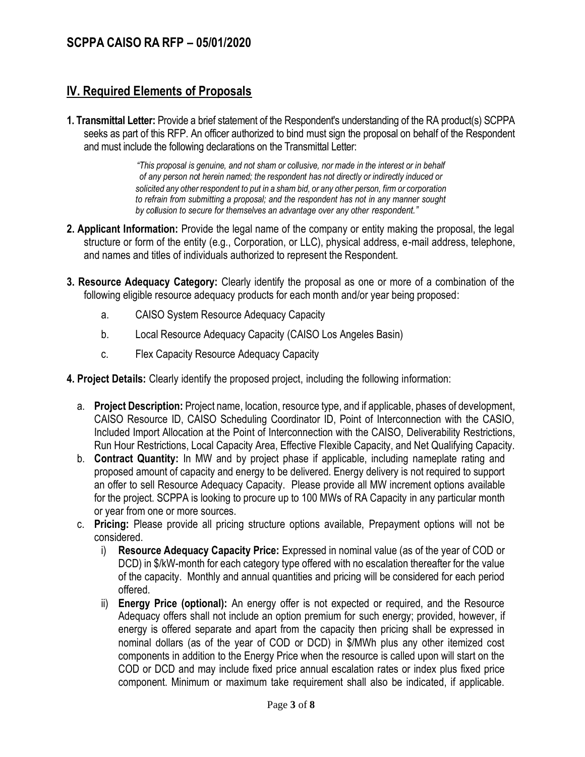## IV. Required Elements of Proposals

**1. Transmittal Letter:** Provide a brief statement of the Respondent's understanding of the RA product(s) SCPPA seeks as part of this RFP. An officer authorized to bind must sign the proposal on behalf of the Respondent and must include the following declarations on the Transmittal Letter:

> *"This proposal is genuine, and not sham or collusive, nor made in the interest or in behalf of any person not herein named; the respondent has not directly or indirectly induced or solicited any other respondent to put in a sham bid, or any other person, firm or corporation to refrain from submitting a proposal; and the respondent has not in any manner sought by collusion to secure for themselves an advantage over any other respondent."*

**2. Applicant Information:** Provide the legal name of the company or entity making the proposal, the legal structure or form of the entity (e.g., Corporation, or LLC), physical address, e-mail address, telephone, and names and titles of individuals authorized to represent the Respondent.

**3. Resource Adequacy Category:** Clearly identify the proposal as one or more of a combination of the following eligible resource adequacy products for each month and/or year being proposed:

a. CAISO System Resource Adequacy Capacity

b. Local Resource Adequacy Capacity (CAISO Los Angeles Basin)

c. Flex Capacity Resource Adequacy Capacity

**4. Project Details:** Clearly identify the proposed project, including the following information:

a. **Project Description:** Project name, location, resource type, and if applicable, phases of development, CAISO Resource ID, CAISO Scheduling Coordinator ID, Point of Interconnection with the CASIO, Included Import Allocation at the Point of Interconnection with the CAISO, Deliverability Restrictions, Run Hour Restrictions, Local Capacity Area, Effective Flexible Capacity, and Net Qualifying Capacity.

b. **Contract Quantity:** In MW and by project phase if applicable, including nameplate rating and proposed amount of capacity and energy to be delivered. Energy delivery is not required to support an offer to sell Resource Adequacy Capacity. Please provide all MW increment options available for the project. SCPPA is looking to procure up to 100 MWs of RA Capacity in any particular month or year from one or more sources.

c. **Pricing:** Please provide all pricing structure options available, Prepayment options will not be considered.

i) **Resource Adequacy Capacity Price:** Expressed in nominal value (as of the year of COD or DCD) in $/kW-month for each category type offered with no escalation thereafter for the value of the capacity. Monthly and annual quantities and pricing will be considered for each period offered.

ii) **Energy Price (optional):** An energy offer is not expected or required, and the Resource Adequacy offers shall not include an option premium for such energy; provided, however, if energy is offered separate and apart from the capacity then pricing shall be expressed in nominal dollars (as of the year of COD or DCD) in $/MWh plus any other itemized cost components in addition to the Energy Price when the resource is called upon will start on the COD or DCD and may include fixed price annual escalation rates or index plus fixed price component. Minimum or maximum take requirement shall also be indicated, if applicable.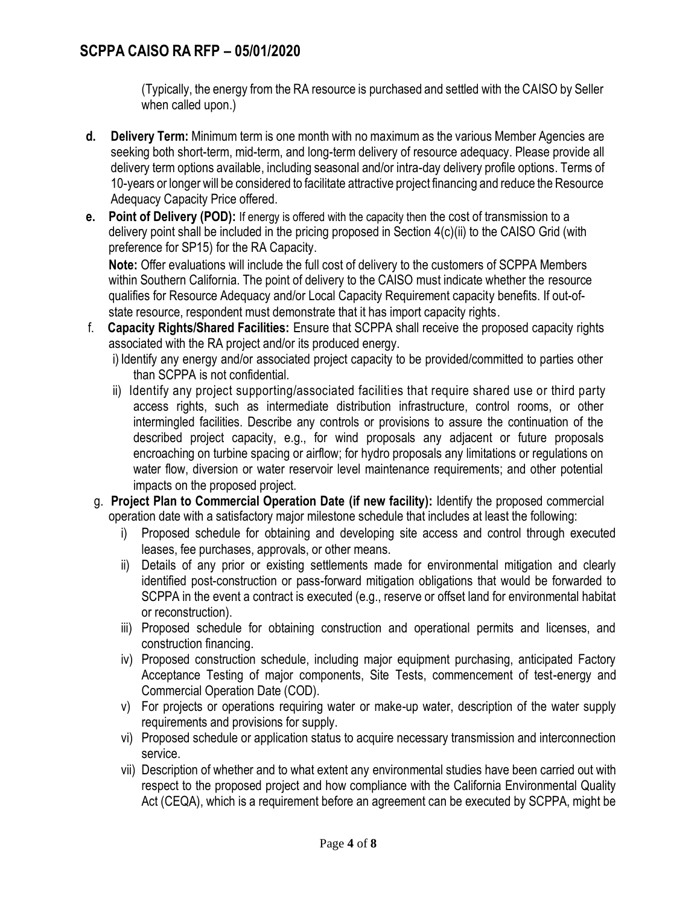(Typically, the energy from the RA resource is purchased and settled with the CAISO by Seller when called upon.)

- **d. Delivery Term:** Minimum term is one month with no maximum as the various Member Agencies are seeking both short-term, mid-term, and long-term delivery of resource adequacy. Please provide all delivery term options available, including seasonal and/or intra-day delivery profile options. Terms of 10-years or longer will be considered to facilitate attractive project financing and reduce the Resource Adequacy Capacity Price offered.
- **e. Point of Delivery (POD):** If energy is offered with the capacity then the cost of transmission to a delivery point shall be included in the pricing proposed in Section 4(c)(ii) to the CAISO Grid (with preference for SP15) for the RA Capacity.

  **Note:** Offer evaluations will include the full cost of delivery to the customers of SCPPA Members within Southern California. The point of delivery to the CAISO must indicate whether the resource qualifies for Resource Adequacy and/or Local Capacity Requirement capacity benefits. If out-of-state resource, respondent must demonstrate that it has import capacity rights.
- f. **Capacity Rights/Shared Facilities:** Ensure that SCPPA shall receive the proposed capacity rights associated with the RA project and/or its produced energy.
  - i) Identify any energy and/or associated project capacity to be provided/committed to parties other than SCPPA is not confidential.
  - ii) Identify any project supporting/associated facilities that require shared use or third party access rights, such as intermediate distribution infrastructure, control rooms, or other intermingled facilities. Describe any controls or provisions to assure the continuation of the described project capacity, e.g., for wind proposals any adjacent or future proposals encroaching on turbine spacing or airflow; for hydro proposals any limitations or regulations on water flow, diversion or water reservoir level maintenance requirements; and other potential impacts on the proposed project.
- g. **Project Plan to Commercial Operation Date (if new facility):** Identify the proposed commercial operation date with a satisfactory major milestone schedule that includes at least the following:
  - i) Proposed schedule for obtaining and developing site access and control through executed leases, fee purchases, approvals, or other means.
  - ii) Details of any prior or existing settlements made for environmental mitigation and clearly identified post-construction or pass-forward mitigation obligations that would be forwarded to SCPPA in the event a contract is executed (e.g., reserve or offset land for environmental habitat or reconstruction).
  - iii) Proposed schedule for obtaining construction and operational permits and licenses, and construction financing.
  - iv) Proposed construction schedule, including major equipment purchasing, anticipated Factory Acceptance Testing of major components, Site Tests, commencement of test-energy and Commercial Operation Date (COD).
  - v) For projects or operations requiring water or make-up water, description of the water supply requirements and provisions for supply.
  - vi) Proposed schedule or application status to acquire necessary transmission and interconnection service.
  - vii) Description of whether and to what extent any environmental studies have been carried out with respect to the proposed project and how compliance with the California Environmental Quality Act (CEQA), which is a requirement before an agreement can be executed by SCPPA, might be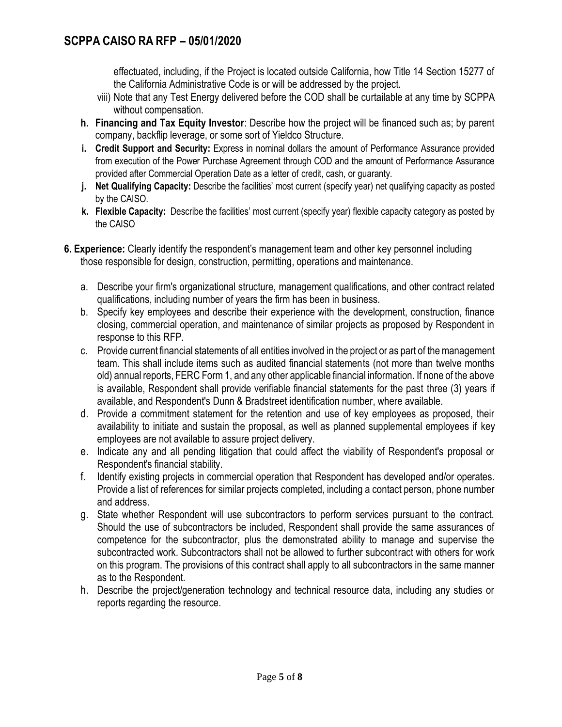effectuated, including, if the Project is located outside California, how Title 14 Section 15277 of the California Administrative Code is or will be addressed by the project.

viii) Note that any Test Energy delivered before the COD shall be curtailable at any time by SCPPA without compensation.

- **h. Financing and Tax Equity Investor**: Describe how the project will be financed such as; by parent company, backflip leverage, or some sort of Yieldco Structure.
- **i. Credit Support and Security:** Express in nominal dollars the amount of Performance Assurance provided from execution of the Power Purchase Agreement through COD and the amount of Performance Assurance provided after Commercial Operation Date as a letter of credit, cash, or guaranty.
- **j. Net Qualifying Capacity:** Describe the facilities' most current (specify year) net qualifying capacity as posted by the CAISO.
- **k. Flexible Capacity:** Describe the facilities' most current (specify year) flexible capacity category as posted by the CAISO

**6. Experience:** Clearly identify the respondent's management team and other key personnel including those responsible for design, construction, permitting, operations and maintenance.

a. Describe your firm's organizational structure, management qualifications, and other contract related qualifications, including number of years the firm has been in business.

b. Specify key employees and describe their experience with the development, construction, finance closing, commercial operation, and maintenance of similar projects as proposed by Respondent in response to this RFP.

c. Provide current financial statements of all entities involved in the project or as part of the management team. This shall include items such as audited financial statements (not more than twelve months old) annual reports, FERC Form 1, and any other applicable financial information. If none of the above is available, Respondent shall provide verifiable financial statements for the past three (3) years if available, and Respondent's Dunn & Bradstreet identification number, where available.

d. Provide a commitment statement for the retention and use of key employees as proposed, their availability to initiate and sustain the proposal, as well as planned supplemental employees if key employees are not available to assure project delivery.

e. Indicate any and all pending litigation that could affect the viability of Respondent's proposal or Respondent's financial stability.

f. Identify existing projects in commercial operation that Respondent has developed and/or operates. Provide a list of references for similar projects completed, including a contact person, phone number and address.

g. State whether Respondent will use subcontractors to perform services pursuant to the contract. Should the use of subcontractors be included, Respondent shall provide the same assurances of competence for the subcontractor, plus the demonstrated ability to manage and supervise the subcontracted work. Subcontractors shall not be allowed to further subcontract with others for work on this program. The provisions of this contract shall apply to all subcontractors in the same manner as to the Respondent.

h. Describe the project/generation technology and technical resource data, including any studies or reports regarding the resource.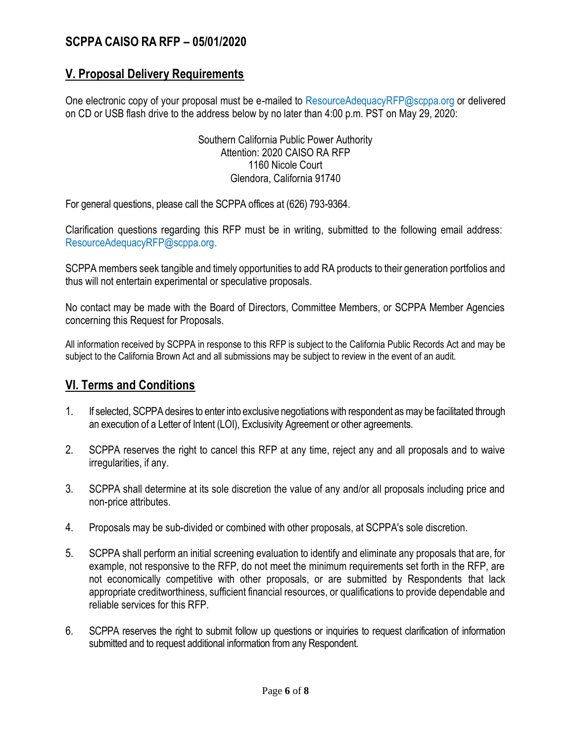## V. Proposal Delivery Requirements

One electronic copy of your proposal must be e-mailed to ResourceAdequacyRFP@scppa.org or delivered on CD or USB flash drive to the address below by no later than 4:00 p.m. PST on May 29, 2020:

Southern California Public Power Authority
Attention: 2020 CAISO RA RFP
1160 Nicole Court
Glendora, California 91740

For general questions, please call the SCPPA offices at (626) 793-9364.

Clarification questions regarding this RFP must be in writing, submitted to the following email address: ResourceAdequacyRFP@scppa.org.

SCPPA members seek tangible and timely opportunities to add RA products to their generation portfolios and thus will not entertain experimental or speculative proposals.

No contact may be made with the Board of Directors, Committee Members, or SCPPA Member Agencies concerning this Request for Proposals.

All information received by SCPPA in response to this RFP is subject to the California Public Records Act and may be subject to the California Brown Act and all submissions may be subject to review in the event of an audit.

## VI. Terms and Conditions

1. If selected, SCPPA desires to enter into exclusive negotiations with respondent as may be facilitated through an execution of a Letter of Intent (LOI), Exclusivity Agreement or other agreements.

2. SCPPA reserves the right to cancel this RFP at any time, reject any and all proposals and to waive irregularities, if any.

3. SCPPA shall determine at its sole discretion the value of any and/or all proposals including price and non-price attributes.

4. Proposals may be sub-divided or combined with other proposals, at SCPPA's sole discretion.

5. SCPPA shall perform an initial screening evaluation to identify and eliminate any proposals that are, for example, not responsive to the RFP, do not meet the minimum requirements set forth in the RFP, are not economically competitive with other proposals, or are submitted by Respondents that lack appropriate creditworthiness, sufficient financial resources, or qualifications to provide dependable and reliable services for this RFP.

6. SCPPA reserves the right to submit follow up questions or inquiries to request clarification of information submitted and to request additional information from any Respondent.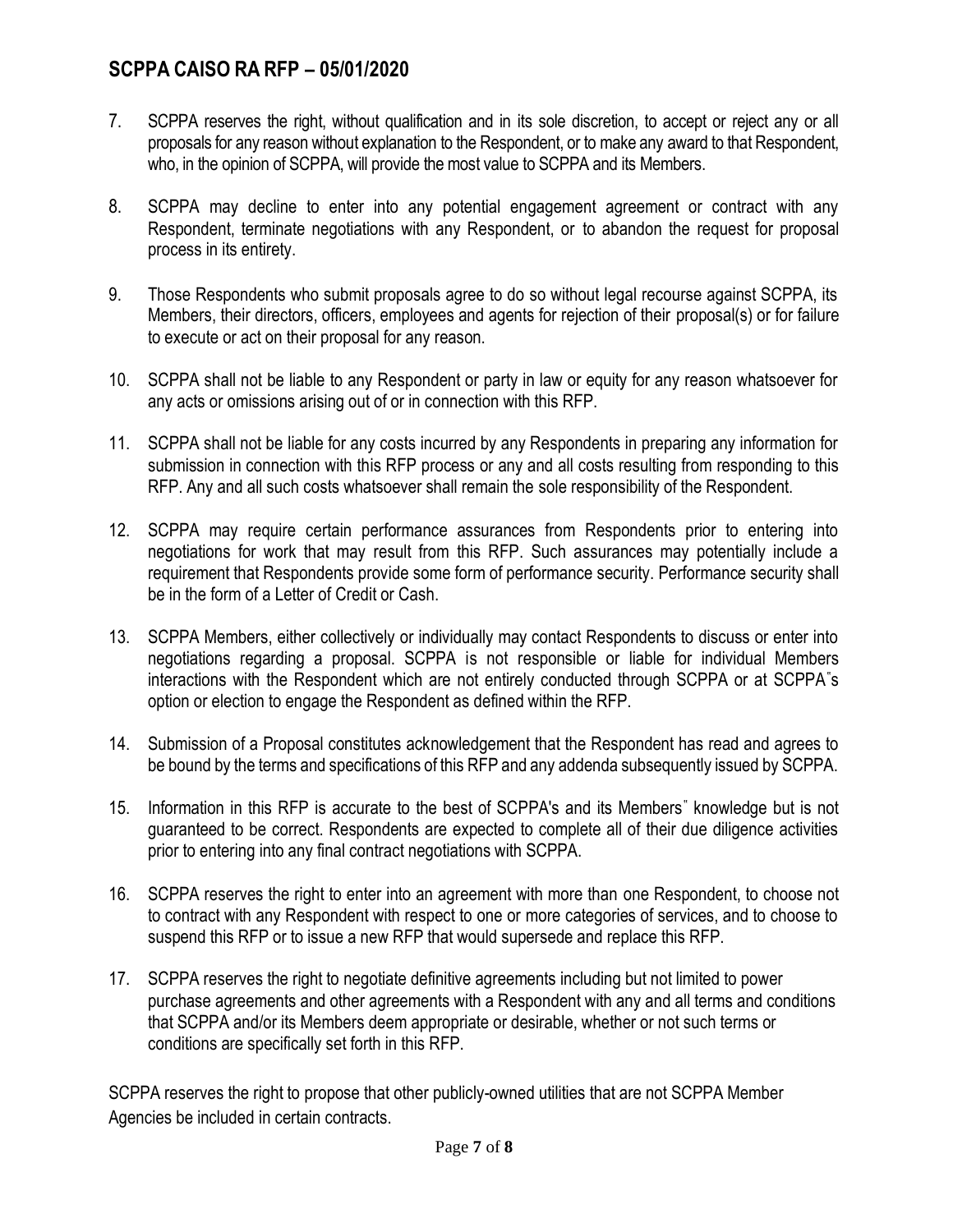7. SCPPA reserves the right, without qualification and in its sole discretion, to accept or reject any or all proposals for any reason without explanation to the Respondent, or to make any award to that Respondent, who, in the opinion of SCPPA, will provide the most value to SCPPA and its Members.

8. SCPPA may decline to enter into any potential engagement agreement or contract with any Respondent, terminate negotiations with any Respondent, or to abandon the request for proposal process in its entirety.

9. Those Respondents who submit proposals agree to do so without legal recourse against SCPPA, its Members, their directors, officers, employees and agents for rejection of their proposal(s) or for failure to execute or act on their proposal for any reason.

10. SCPPA shall not be liable to any Respondent or party in law or equity for any reason whatsoever for any acts or omissions arising out of or in connection with this RFP.

11. SCPPA shall not be liable for any costs incurred by any Respondents in preparing any information for submission in connection with this RFP process or any and all costs resulting from responding to this RFP. Any and all such costs whatsoever shall remain the sole responsibility of the Respondent.

12. SCPPA may require certain performance assurances from Respondents prior to entering into negotiations for work that may result from this RFP. Such assurances may potentially include a requirement that Respondents provide some form of performance security. Performance security shall be in the form of a Letter of Credit or Cash.

13. SCPPA Members, either collectively or individually may contact Respondents to discuss or enter into negotiations regarding a proposal. SCPPA is not responsible or liable for individual Members interactions with the Respondent which are not entirely conducted through SCPPA or at SCPPA"s option or election to engage the Respondent as defined within the RFP.

14. Submission of a Proposal constitutes acknowledgement that the Respondent has read and agrees to be bound by the terms and specifications of this RFP and any addenda subsequently issued by SCPPA.

15. Information in this RFP is accurate to the best of SCPPA's and its Members" knowledge but is not guaranteed to be correct. Respondents are expected to complete all of their due diligence activities prior to entering into any final contract negotiations with SCPPA.

16. SCPPA reserves the right to enter into an agreement with more than one Respondent, to choose not to contract with any Respondent with respect to one or more categories of services, and to choose to suspend this RFP or to issue a new RFP that would supersede and replace this RFP.

17. SCPPA reserves the right to negotiate definitive agreements including but not limited to power purchase agreements and other agreements with a Respondent with any and all terms and conditions that SCPPA and/or its Members deem appropriate or desirable, whether or not such terms or conditions are specifically set forth in this RFP.

SCPPA reserves the right to propose that other publicly-owned utilities that are not SCPPA Member Agencies be included in certain contracts.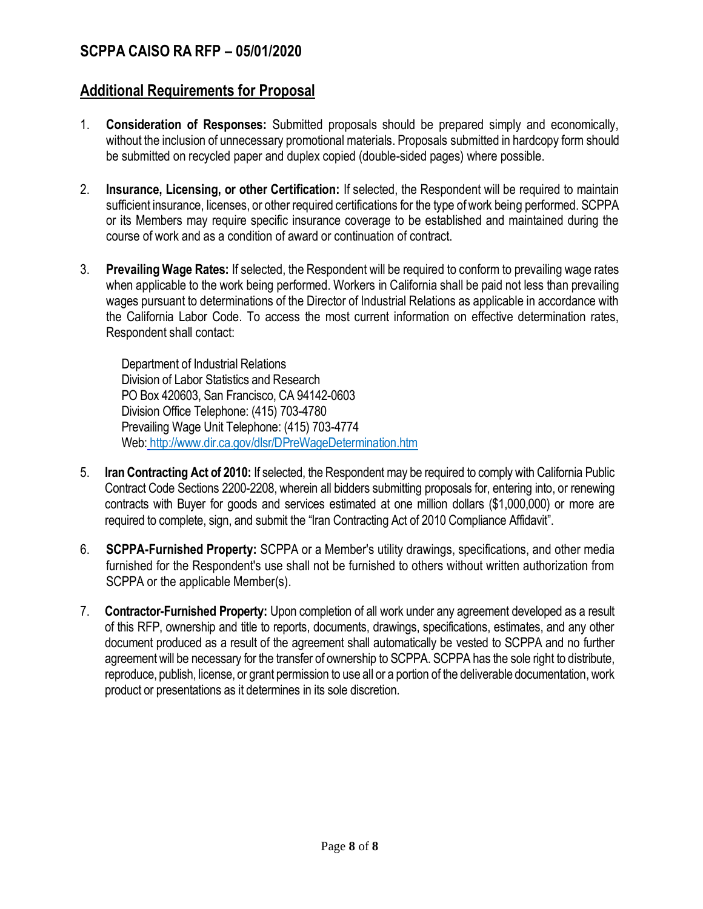## Additional Requirements for Proposal

1. **Consideration of Responses:** Submitted proposals should be prepared simply and economically, without the inclusion of unnecessary promotional materials. Proposals submitted in hardcopy form should be submitted on recycled paper and duplex copied (double-sided pages) where possible.

2. **Insurance, Licensing, or other Certification:** If selected, the Respondent will be required to maintain sufficient insurance, licenses, or other required certifications for the type of work being performed. SCPPA or its Members may require specific insurance coverage to be established and maintained during the course of work and as a condition of award or continuation of contract.

3. **Prevailing Wage Rates:** If selected, the Respondent will be required to conform to prevailing wage rates when applicable to the work being performed. Workers in California shall be paid not less than prevailing wages pursuant to determinations of the Director of Industrial Relations as applicable in accordance with the California Labor Code. To access the most current information on effective determination rates, Respondent shall contact:

   Department of Industrial Relations
   Division of Labor Statistics and Research
   PO Box 420603, San Francisco, CA 94142-0603
   Division Office Telephone: (415) 703-4780
   Prevailing Wage Unit Telephone: (415) 703-4774
   Web: http://www.dir.ca.gov/dlsr/DPreWageDetermination.htm

5. **Iran Contracting Act of 2010:** If selected, the Respondent may be required to comply with California Public Contract Code Sections 2200-2208, wherein all bidders submitting proposals for, entering into, or renewing contracts with Buyer for goods and services estimated at one million dollars ($1,000,000) or more are required to complete, sign, and submit the "Iran Contracting Act of 2010 Compliance Affidavit".

6. **SCPPA-Furnished Property:** SCPPA or a Member's utility drawings, specifications, and other media furnished for the Respondent's use shall not be furnished to others without written authorization from SCPPA or the applicable Member(s).

7. **Contractor-Furnished Property:** Upon completion of all work under any agreement developed as a result of this RFP, ownership and title to reports, documents, drawings, specifications, estimates, and any other document produced as a result of the agreement shall automatically be vested to SCPPA and no further agreement will be necessary for the transfer of ownership to SCPPA. SCPPA has the sole right to distribute, reproduce, publish, license, or grant permission to use all or a portion of the deliverable documentation, work product or presentations as it determines in its sole discretion.